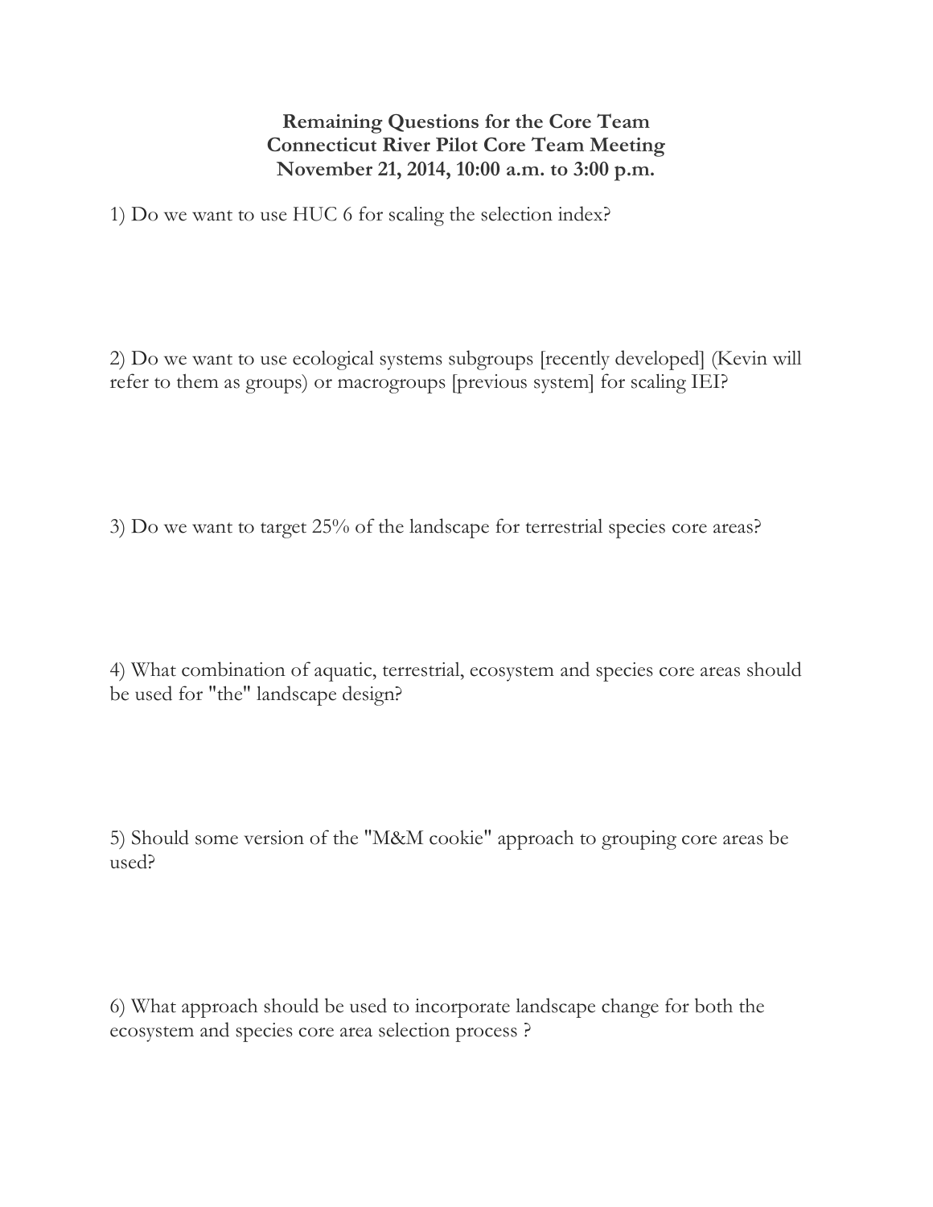# Remaining Questions for the Core Team
## Connecticut River Pilot Core Team Meeting
## November 21, 2014, 10:00 a.m. to 3:00 p.m.

1) Do we want to use HUC 6 for scaling the selection index?

2) Do we want to use ecological systems subgroups [recently developed] (Kevin will refer to them as groups) or macrogroups [previous system] for scaling IEI?

3) Do we want to target 25% of the landscape for terrestrial species core areas?

4) What combination of aquatic, terrestrial, ecosystem and species core areas should be used for "the" landscape design?

5) Should some version of the "M&M cookie" approach to grouping core areas be used?

6) What approach should be used to incorporate landscape change for both the ecosystem and species core area selection process ?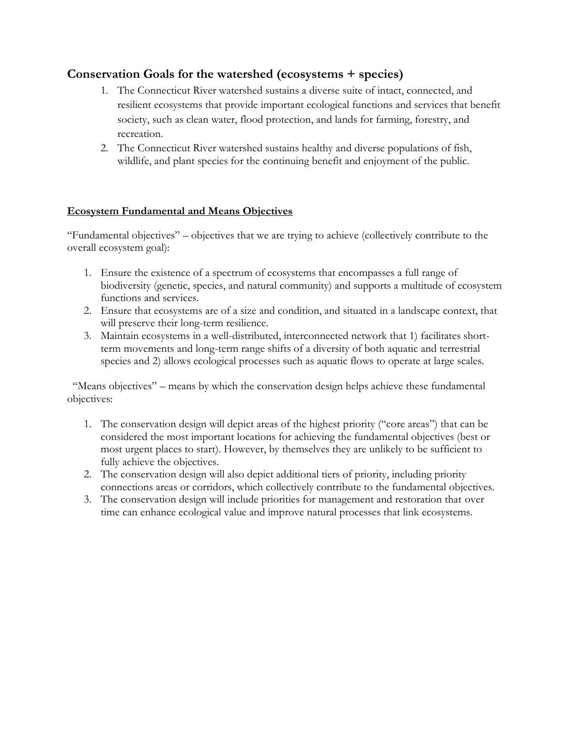## Conservation Goals for the watershed (ecosystems + species)

1. The Connecticut River watershed sustains a diverse suite of intact, connected, and resilient ecosystems that provide important ecological functions and services that benefit society, such as clean water, flood protection, and lands for farming, forestry, and recreation.
2. The Connecticut River watershed sustains healthy and diverse populations of fish, wildlife, and plant species for the continuing benefit and enjoyment of the public.

### **Ecosystem Fundamental and Means Objectives**

"Fundamental objectives" – objectives that we are trying to achieve (collectively contribute to the overall ecosystem goal):

1. Ensure the existence of a spectrum of ecosystems that encompasses a full range of biodiversity (genetic, species, and natural community) and supports a multitude of ecosystem functions and services.
2. Ensure that ecosystems are of a size and condition, and situated in a landscape context, that will preserve their long-term resilience.
3. Maintain ecosystems in a well-distributed, interconnected network that 1) facilitates short-term movements and long-term range shifts of a diversity of both aquatic and terrestrial species and 2) allows ecological processes such as aquatic flows to operate at large scales.

"Means objectives" – means by which the conservation design helps achieve these fundamental objectives:

1. The conservation design will depict areas of the highest priority ("core areas") that can be considered the most important locations for achieving the fundamental objectives (best or most urgent places to start). However, by themselves they are unlikely to be sufficient to fully achieve the objectives.
2. The conservation design will also depict additional tiers of priority, including priority connections areas or corridors, which collectively contribute to the fundamental objectives.
3. The conservation design will include priorities for management and restoration that over time can enhance ecological value and improve natural processes that link ecosystems.